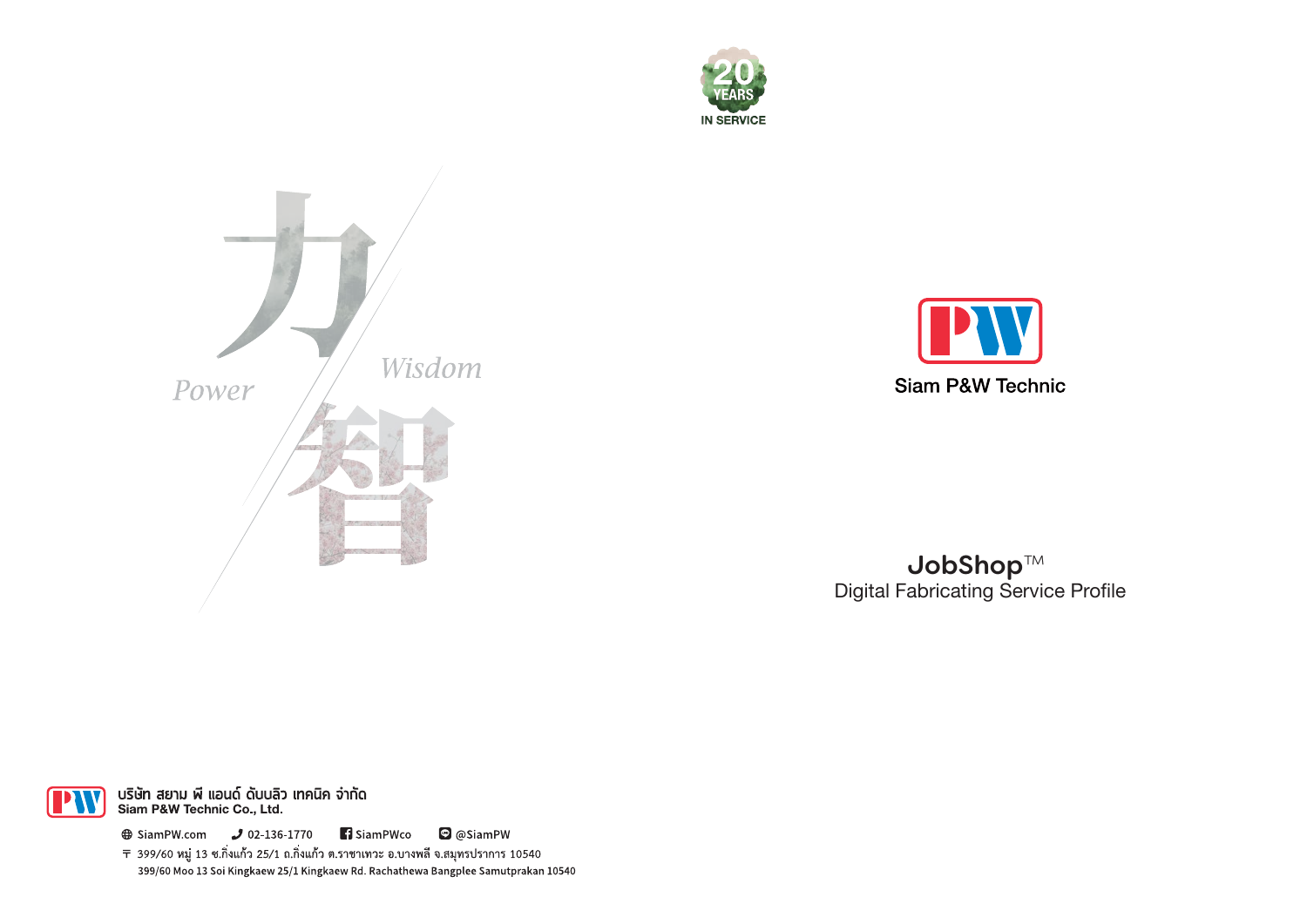20 YEARS IN SERVICE

力 Power

智 Wisdom

# Siam P&W Technic

## JobShop™

Digital Fabricating Service Profile

**บริษัท สยาม พี แอนด์ ดับบลิว เทคนิค จำกัด**
**Siam P&W Technic Co., Ltd.**

SiamPW.com 02-136-1770 SiamPWco @SiamPW

399/60 หมู่ 13 ซ.กิ่งแก้ว 25/1 ถ.กิ่งแก้ว ต.ราชาเทวะ อ.บางพลี จ.สมุทรปราการ 10540
399/60 Moo 13 Soi Kingkaew 25/1 Kingkaew Rd. Rachathewa Bangplee Samutprakan 10540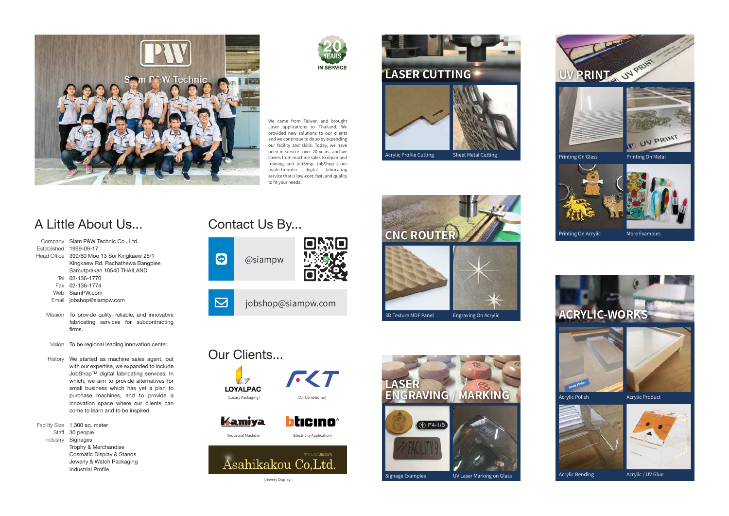20 YEARS IN SERVICE

We came from Taiwan and brought Laser applications to Thailand. We provided new solutions to our clients and we continoue to do so by expending our facility and skills. Today, we have been in service over 20 years, and we covers from machine sales to repair and training, and JobShop. JobShop is our made-to-order digital fabricating service that is low-cost, fast, and quality to fit your needs.

## A Little About Us...

| | |
|---|---|
| Company | Siam P&W Technic Co., Ltd. |
| Established | 1999-09-17 |
| Head Office | 399/60 Moo 13 Soi Kingkaew 25/1 Kingkaew Rd. Rachathewa Bangplee Samutprakan 10540 THAILAND |
| Tel | 02-136-1770 |
| Fax | 02-136-1774 |
| Web | SiamPW.com |
| Email | jobshop@siampw.com |
| Mission | To provide qulity, reliable, and innovative fabricating services for subcontracting firms. |
| Vision | To be regional leading innovation center. |
| History | We started as machine sales agent, but with our expertise, we expanded to include JobShop™ digital fabricating services. In which, we aim to provide alternatives for small business which has yet a plan to purchase machines, and to provide a innovation space where our clients can come to learn and to be inspired. |
| Facility Size | 1,300 sq. meter |
| Staff | 30 people |
| Industry | Signages<br>Trophy & Merchandise<br>Cosmatic Display & Stands<br>Jewerly & Watch Packaging<br>Industrial Profile |

## Contact Us By...

@siampw

jobshop@siampw.com

## Our Clients...

LOYALPAC (Luxury Packaging)

FKT (Air Conditioner)

Kamiya (Industrial Machine)

bticino (Electricity Application)

Asahikakou Co,Ltd. (Jewery Display)

## LASER CUTTING

Acrylic Profile Cutting

Sheet Metal Cutting

## CNC ROUTER

3D Texture MDF Panel

Engraving On Acrylic

## LASER ENGRAVING / MARKING

Signage Examples

UV Laser Marking on Glass

## UV PRINT

Printing On Glass

Printing On Metal

Printing On Acrylic

More Examples

## ACRYLIC-WORKS

Acrylic Polish

Acrylic Product

Acrylic Bending

Acrylic / UV Glue